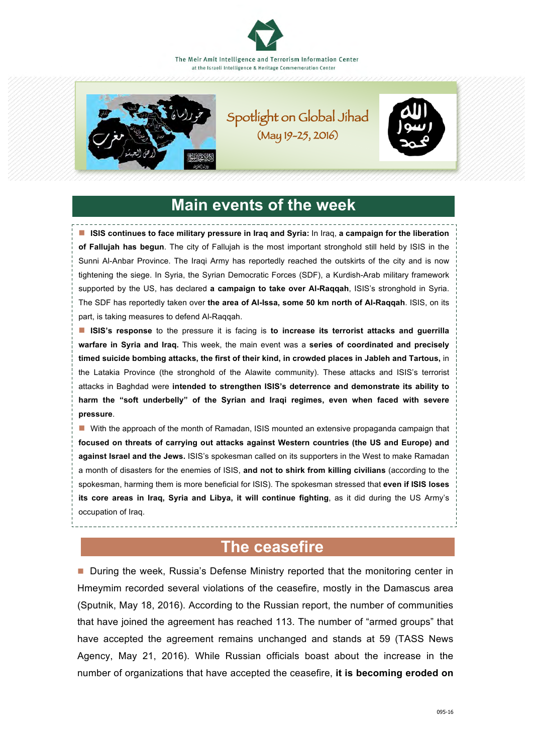The Meir Amit Intelligence and Terrorism Information Center
at the Israeli Intelligence & Heritage Commemoration Center

# Spotlight on Global Jihad (May 19-25, 2016)

## Main events of the week

- **ISIS continues to face military pressure in Iraq and Syria:** In Iraq, **a campaign for the liberation of Fallujah has begun**. The city of Fallujah is the most important stronghold still held by ISIS in the Sunni Al-Anbar Province. The Iraqi Army has reportedly reached the outskirts of the city and is now tightening the siege. In Syria, the Syrian Democratic Forces (SDF), a Kurdish-Arab military framework supported by the US, has declared **a campaign to take over Al-Raqqah**, ISIS's stronghold in Syria. The SDF has reportedly taken over **the area of Al-Issa, some 50 km north of Al-Raqqah**. ISIS, on its part, is taking measures to defend Al-Raqqah.
- **ISIS's response** to the pressure it is facing is **to increase its terrorist attacks and guerrilla warfare in Syria and Iraq.** This week, the main event was a **series of coordinated and precisely timed suicide bombing attacks, the first of their kind, in crowded places in Jableh and Tartous,** in the Latakia Province (the stronghold of the Alawite community). These attacks and ISIS's terrorist attacks in Baghdad were **intended to strengthen ISIS's deterrence and demonstrate its ability to harm the "soft underbelly" of the Syrian and Iraqi regimes, even when faced with severe pressure**.
- With the approach of the month of Ramadan, ISIS mounted an extensive propaganda campaign that **focused on threats of carrying out attacks against Western countries (the US and Europe) and against Israel and the Jews.** ISIS's spokesman called on its supporters in the West to make Ramadan a month of disasters for the enemies of ISIS, **and not to shirk from killing civilians** (according to the spokesman, harming them is more beneficial for ISIS). The spokesman stressed that **even if ISIS loses its core areas in Iraq, Syria and Libya, it will continue fighting**, as it did during the US Army's occupation of Iraq.

## The ceasefire

- During the week, Russia's Defense Ministry reported that the monitoring center in Hmeymim recorded several violations of the ceasefire, mostly in the Damascus area (Sputnik, May 18, 2016). According to the Russian report, the number of communities that have joined the agreement has reached 113. The number of "armed groups" that have accepted the agreement remains unchanged and stands at 59 (TASS News Agency, May 21, 2016). While Russian officials boast about the increase in the number of organizations that have accepted the ceasefire, **it is becoming eroded on**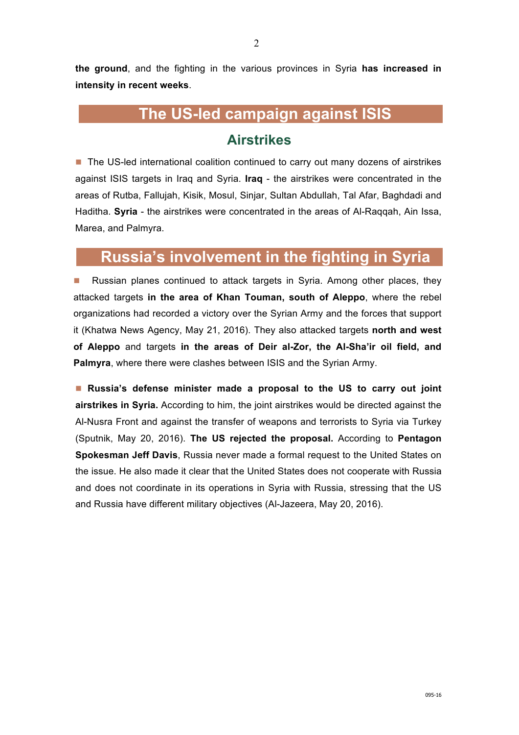**the ground**, and the fighting in the various provinces in Syria **has increased in intensity in recent weeks**.

## The US-led campaign against ISIS

### Airstrikes

- The US-led international coalition continued to carry out many dozens of airstrikes against ISIS targets in Iraq and Syria. **Iraq** - the airstrikes were concentrated in the areas of Rutba, Fallujah, Kisik, Mosul, Sinjar, Sultan Abdullah, Tal Afar, Baghdadi and Haditha. **Syria** - the airstrikes were concentrated in the areas of Al-Raqqah, Ain Issa, Marea, and Palmyra.

## Russia's involvement in the fighting in Syria

- Russian planes continued to attack targets in Syria. Among other places, they attacked targets **in the area of Khan Touman, south of Aleppo**, where the rebel organizations had recorded a victory over the Syrian Army and the forces that support it (Khatwa News Agency, May 21, 2016). They also attacked targets **north and west of Aleppo** and targets **in the areas of Deir al-Zor, the Al-Sha'ir oil field, and Palmyra**, where there were clashes between ISIS and the Syrian Army.

- **Russia's defense minister made a proposal to the US to carry out joint airstrikes in Syria.** According to him, the joint airstrikes would be directed against the Al-Nusra Front and against the transfer of weapons and terrorists to Syria via Turkey (Sputnik, May 20, 2016). **The US rejected the proposal.** According to **Pentagon Spokesman Jeff Davis**, Russia never made a formal request to the United States on the issue. He also made it clear that the United States does not cooperate with Russia and does not coordinate in its operations in Syria with Russia, stressing that the US and Russia have different military objectives (Al-Jazeera, May 20, 2016).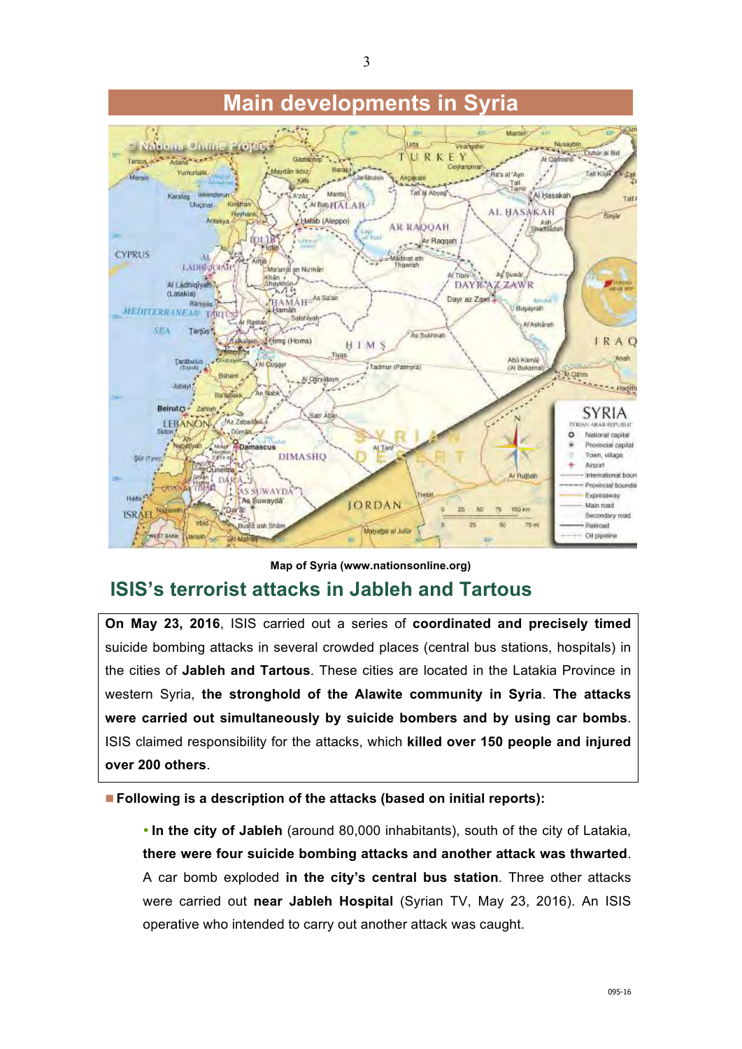# Main developments in Syria

Map of Syria (www.nationsonline.org)

## ISIS's terrorist attacks in Jableh and Tartous

**On May 23, 2016**, ISIS carried out a series of **coordinated and precisely timed** suicide bombing attacks in several crowded places (central bus stations, hospitals) in the cities of **Jableh and Tartous**. These cities are located in the Latakia Province in western Syria, **the stronghold of the Alawite community in Syria**. **The attacks were carried out simultaneously by suicide bombers and by using car bombs**. ISIS claimed responsibility for the attacks, which **killed over 150 people and injured over 200 others**.

- **Following is a description of the attacks (based on initial reports):**

  - **In the city of Jableh** (around 80,000 inhabitants), south of the city of Latakia, **there were four suicide bombing attacks and another attack was thwarted**. A car bomb exploded **in the city's central bus station**. Three other attacks were carried out **near Jableh Hospital** (Syrian TV, May 23, 2016). An ISIS operative who intended to carry out another attack was caught.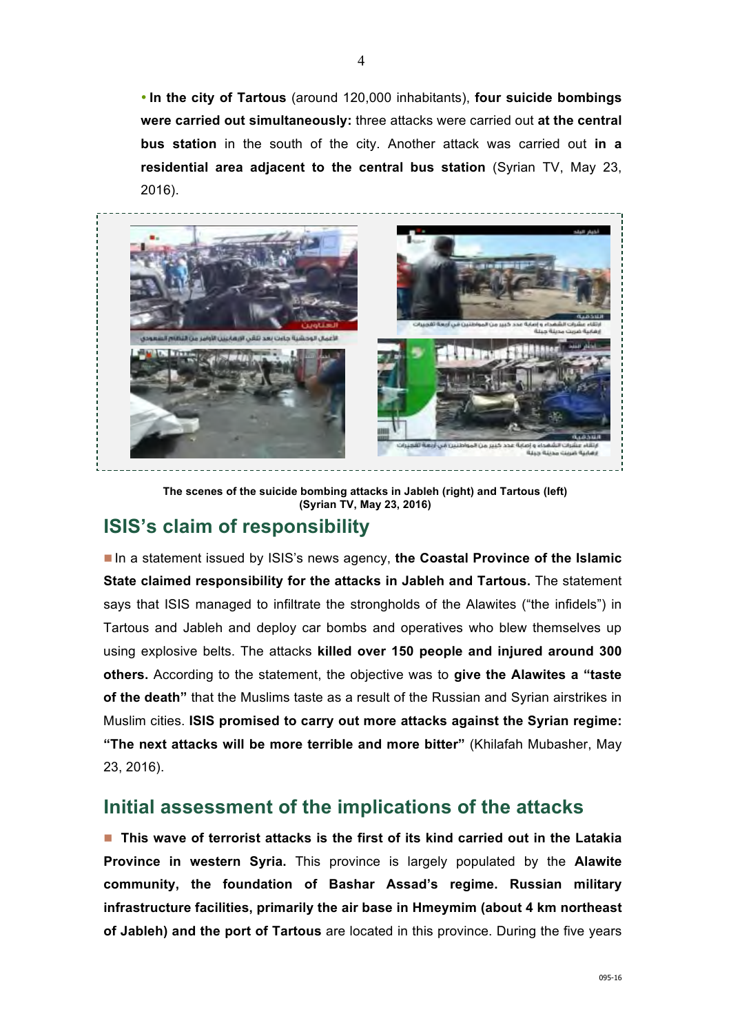• **In the city of Tartous** (around 120,000 inhabitants), **four suicide bombings were carried out simultaneously:** three attacks were carried out **at the central bus station** in the south of the city. Another attack was carried out **in a residential area adjacent to the central bus station** (Syrian TV, May 23, 2016).

**The scenes of the suicide bombing attacks in Jableh (right) and Tartous (left) (Syrian TV, May 23, 2016)**

## ISIS's claim of responsibility

In a statement issued by ISIS's news agency, **the Coastal Province of the Islamic State claimed responsibility for the attacks in Jableh and Tartous.** The statement says that ISIS managed to infiltrate the strongholds of the Alawites ("the infidels") in Tartous and Jableh and deploy car bombs and operatives who blew themselves up using explosive belts. The attacks **killed over 150 people and injured around 300 others.** According to the statement, the objective was to **give the Alawites a "taste of the death"** that the Muslims taste as a result of the Russian and Syrian airstrikes in Muslim cities. **ISIS promised to carry out more attacks against the Syrian regime: "The next attacks will be more terrible and more bitter"** (Khilafah Mubasher, May 23, 2016).

## Initial assessment of the implications of the attacks

**This wave of terrorist attacks is the first of its kind carried out in the Latakia Province in western Syria.** This province is largely populated by the **Alawite community, the foundation of Bashar Assad's regime. Russian military infrastructure facilities, primarily the air base in Hmeymim (about 4 km northeast of Jableh) and the port of Tartous** are located in this province. During the five years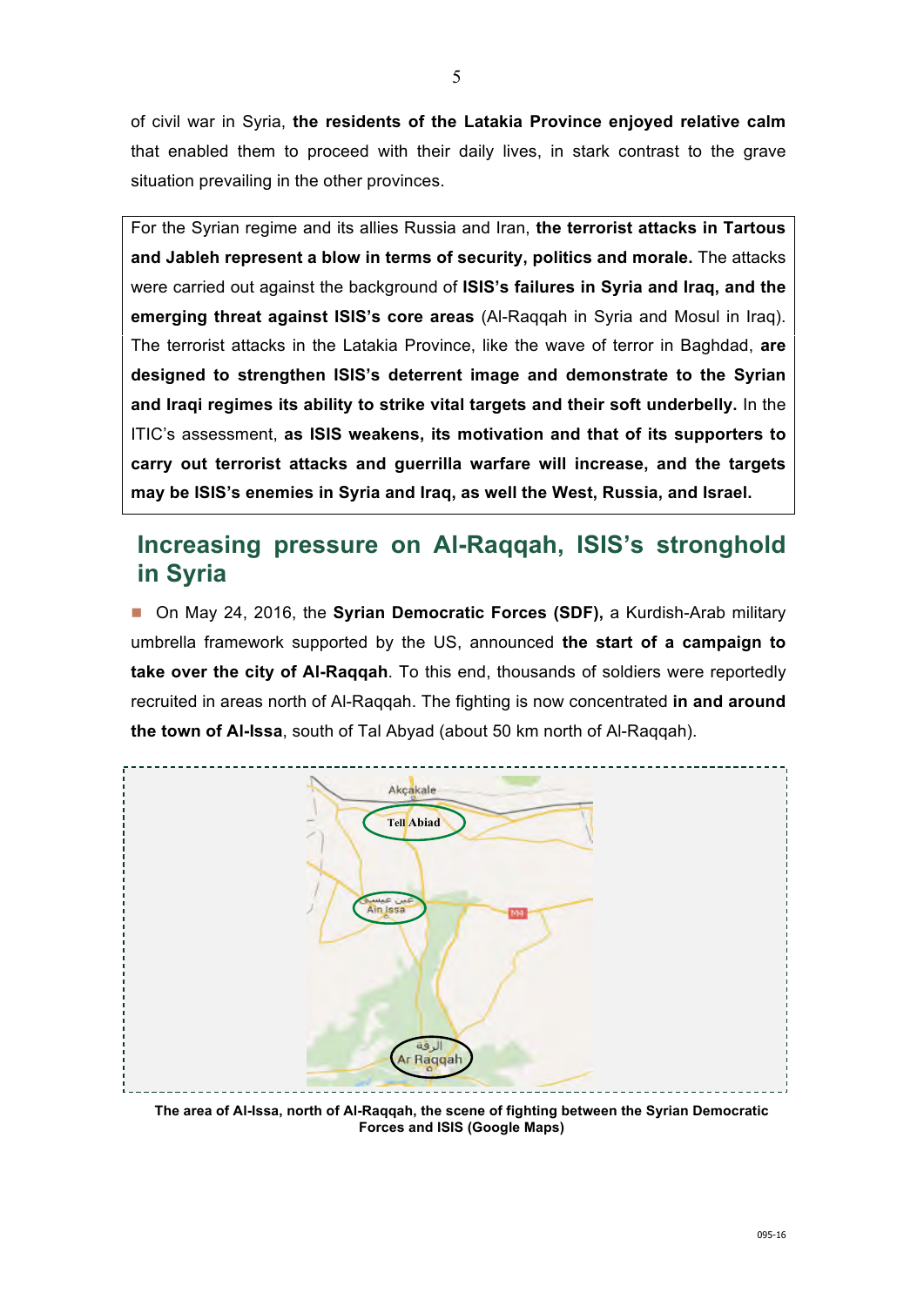of civil war in Syria, **the residents of the Latakia Province enjoyed relative calm** that enabled them to proceed with their daily lives, in stark contrast to the grave situation prevailing in the other provinces.

For the Syrian regime and its allies Russia and Iran, **the terrorist attacks in Tartous and Jableh represent a blow in terms of security, politics and morale.** The attacks were carried out against the background of **ISIS's failures in Syria and Iraq, and the emerging threat against ISIS's core areas** (Al-Raqqah in Syria and Mosul in Iraq). The terrorist attacks in the Latakia Province, like the wave of terror in Baghdad, **are designed to strengthen ISIS's deterrent image and demonstrate to the Syrian and Iraqi regimes its ability to strike vital targets and their soft underbelly.** In the ITIC's assessment, **as ISIS weakens, its motivation and that of its supporters to carry out terrorist attacks and guerrilla warfare will increase, and the targets may be ISIS's enemies in Syria and Iraq, as well the West, Russia, and Israel.**

## Increasing pressure on Al-Raqqah, ISIS's stronghold in Syria

- On May 24, 2016, the **Syrian Democratic Forces (SDF),** a Kurdish-Arab military umbrella framework supported by the US, announced **the start of a campaign to take over the city of Al-Raqqah**. To this end, thousands of soldiers were reportedly recruited in areas north of Al-Raqqah. The fighting is now concentrated **in and around the town of Al-Issa**, south of Tal Abyad (about 50 km north of Al-Raqqah).

**The area of Al-Issa, north of Al-Raqqah, the scene of fighting between the Syrian Democratic Forces and ISIS (Google Maps)**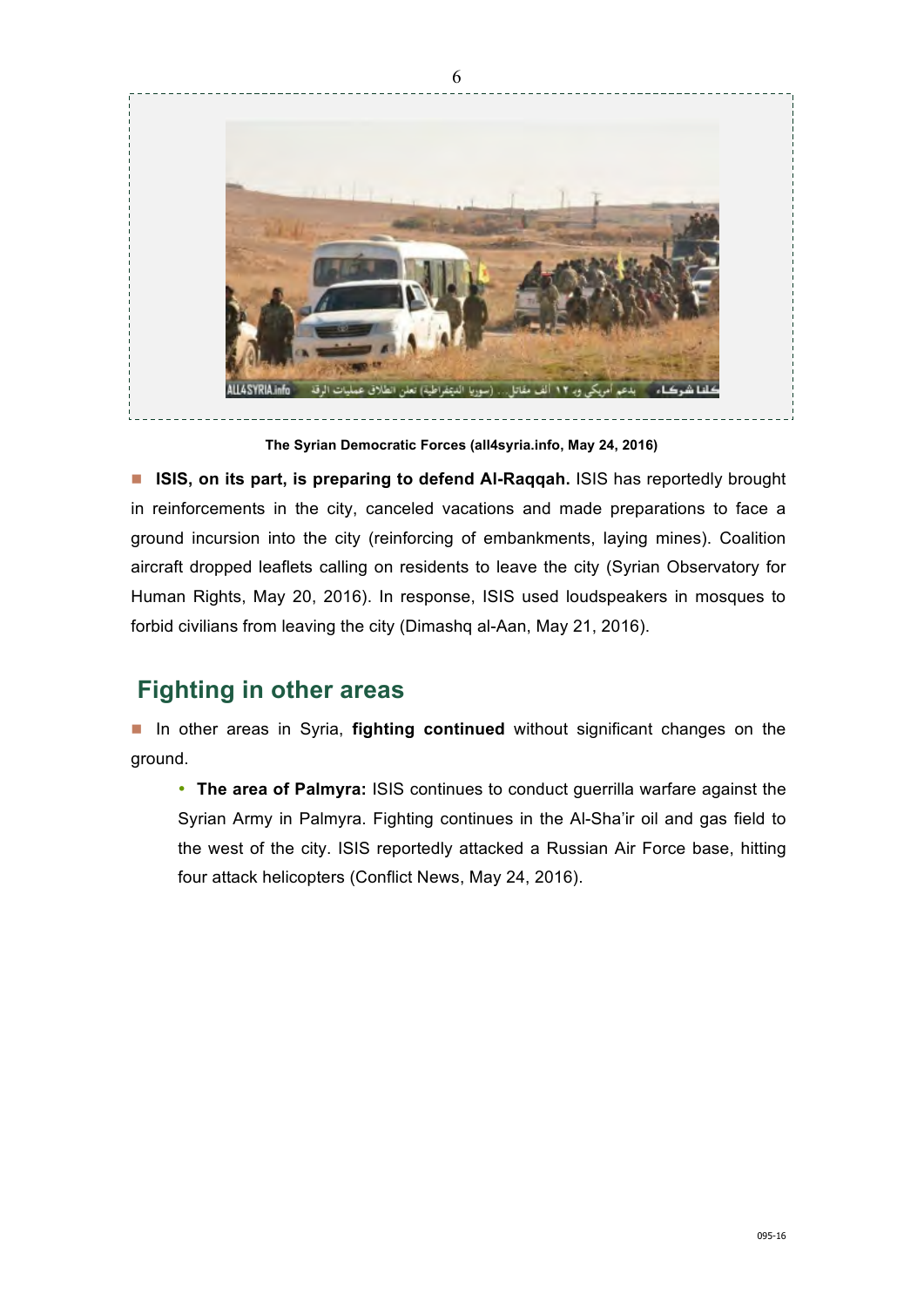The Syrian Democratic Forces (all4syria.info, May 24, 2016)

- **ISIS, on its part, is preparing to defend Al-Raqqah.** ISIS has reportedly brought in reinforcements in the city, canceled vacations and made preparations to face a ground incursion into the city (reinforcing of embankments, laying mines). Coalition aircraft dropped leaflets calling on residents to leave the city (Syrian Observatory for Human Rights, May 20, 2016). In response, ISIS used loudspeakers in mosques to forbid civilians from leaving the city (Dimashq al-Aan, May 21, 2016).

## Fighting in other areas

- In other areas in Syria, **fighting continued** without significant changes on the ground.
  - **The area of Palmyra:** ISIS continues to conduct guerrilla warfare against the Syrian Army in Palmyra. Fighting continues in the Al-Sha'ir oil and gas field to the west of the city. ISIS reportedly attacked a Russian Air Force base, hitting four attack helicopters (Conflict News, May 24, 2016).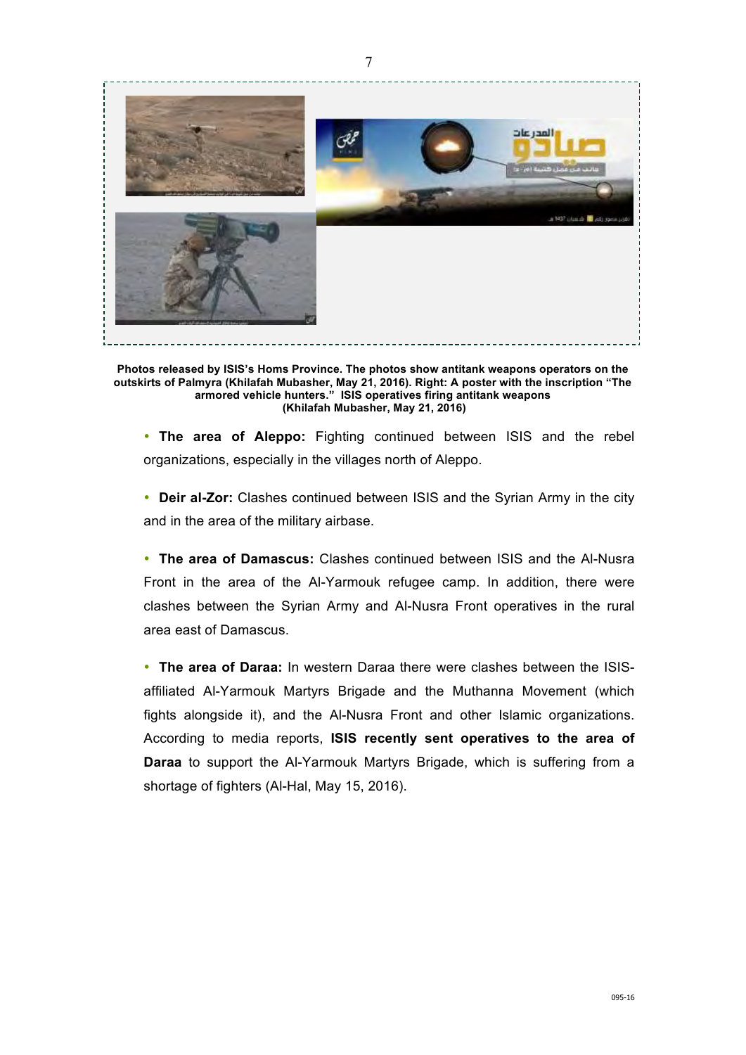**Photos released by ISIS's Homs Province. The photos show antitank weapons operators on the outskirts of Palmyra (Khilafah Mubasher, May 21, 2016). Right: A poster with the inscription "The armored vehicle hunters." ISIS operatives firing antitank weapons (Khilafah Mubasher, May 21, 2016)**

- **The area of Aleppo:** Fighting continued between ISIS and the rebel organizations, especially in the villages north of Aleppo.

- **Deir al-Zor:** Clashes continued between ISIS and the Syrian Army in the city and in the area of the military airbase.

- **The area of Damascus:** Clashes continued between ISIS and the Al-Nusra Front in the area of the Al-Yarmouk refugee camp. In addition, there were clashes between the Syrian Army and Al-Nusra Front operatives in the rural area east of Damascus.

- **The area of Daraa:** In western Daraa there were clashes between the ISIS-affiliated Al-Yarmouk Martyrs Brigade and the Muthanna Movement (which fights alongside it), and the Al-Nusra Front and other Islamic organizations. According to media reports, **ISIS recently sent operatives to the area of Daraa** to support the Al-Yarmouk Martyrs Brigade, which is suffering from a shortage of fighters (Al-Hal, May 15, 2016).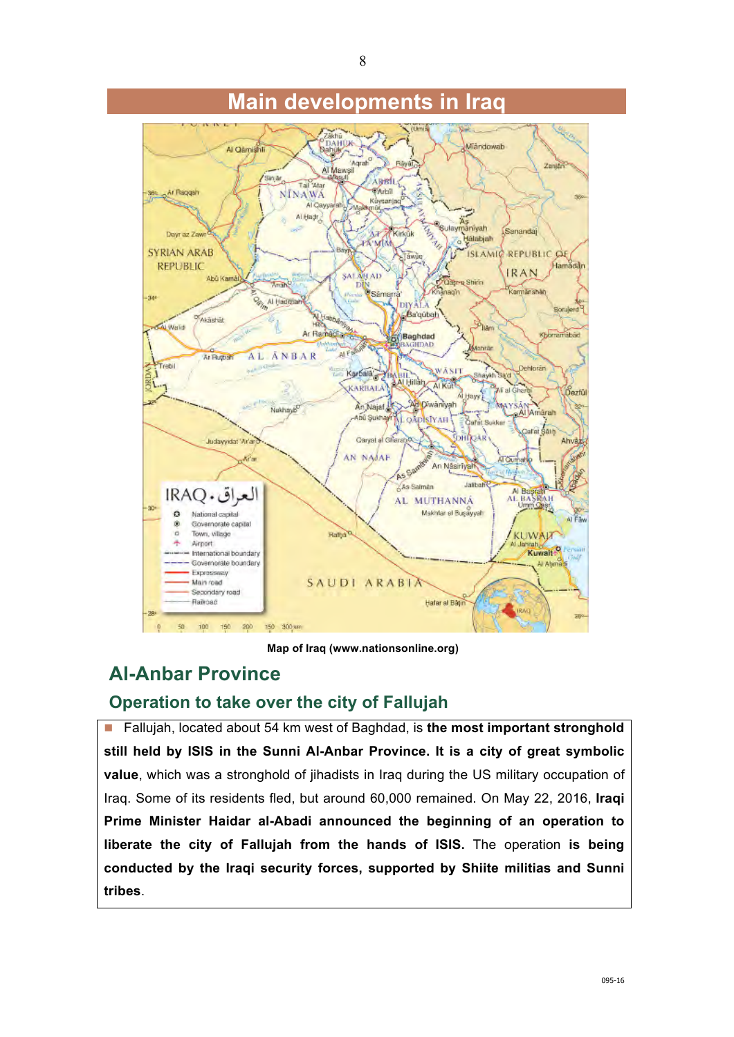# Main developments in Iraq

Map of Iraq (www.nationsonline.org)

## Al-Anbar Province

### Operation to take over the city of Fallujah

- Fallujah, located about 54 km west of Baghdad, is **the most important stronghold still held by ISIS in the Sunni Al-Anbar Province. It is a city of great symbolic value**, which was a stronghold of jihadists in Iraq during the US military occupation of Iraq. Some of its residents fled, but around 60,000 remained. On May 22, 2016, **Iraqi Prime Minister Haidar al-Abadi announced the beginning of an operation to liberate the city of Fallujah from the hands of ISIS.** The operation **is being conducted by the Iraqi security forces, supported by Shiite militias and Sunni tribes**.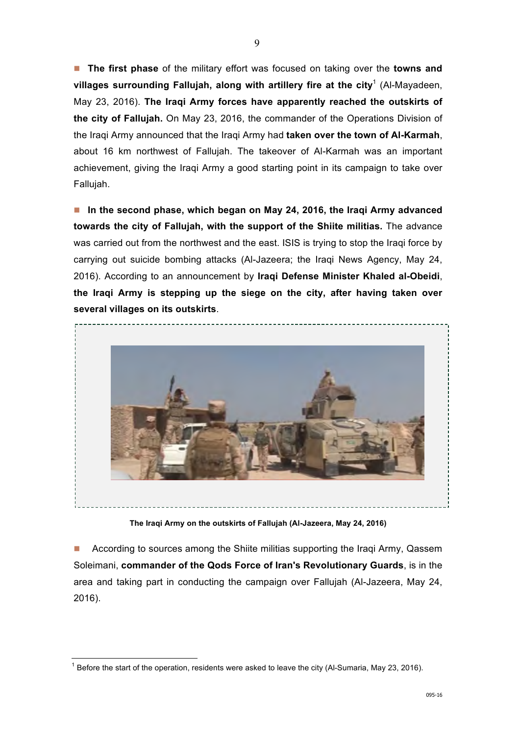- **The first phase** of the military effort was focused on taking over the **towns and villages surrounding Fallujah, along with artillery fire at the city**[1] (Al-Mayadeen, May 23, 2016). **The Iraqi Army forces have apparently reached the outskirts of the city of Fallujah.** On May 23, 2016, the commander of the Operations Division of the Iraqi Army announced that the Iraqi Army had **taken over the town of Al-Karmah**, about 16 km northwest of Fallujah. The takeover of Al-Karmah was an important achievement, giving the Iraqi Army a good starting point in its campaign to take over Fallujah.

- **In the second phase, which began on May 24, 2016, the Iraqi Army advanced towards the city of Fallujah, with the support of the Shiite militias.** The advance was carried out from the northwest and the east. ISIS is trying to stop the Iraqi force by carrying out suicide bombing attacks (Al-Jazeera; the Iraqi News Agency, May 24, 2016). According to an announcement by **Iraqi Defense Minister Khaled al-Obeidi**, **the Iraqi Army is stepping up the siege on the city, after having taken over several villages on its outskirts**.

**The Iraqi Army on the outskirts of Fallujah (Al-Jazeera, May 24, 2016)**

- According to sources among the Shiite militias supporting the Iraqi Army, Qassem Soleimani, **commander of the Qods Force of Iran's Revolutionary Guards**, is in the area and taking part in conducting the campaign over Fallujah (Al-Jazeera, May 24, 2016).

[1] Before the start of the operation, residents were asked to leave the city (Al-Sumaria, May 23, 2016).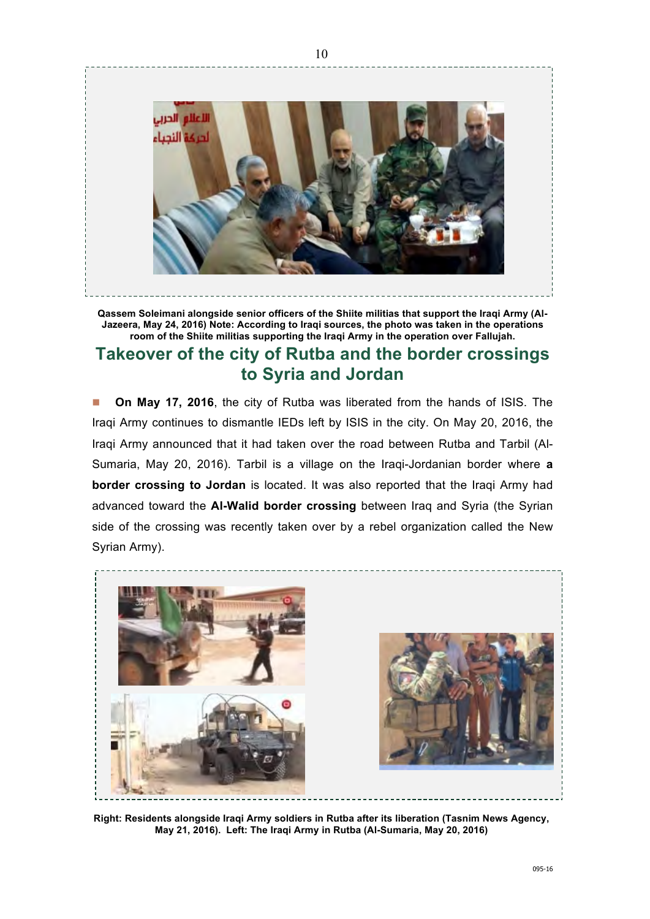**Qassem Soleimani alongside senior officers of the Shiite militias that support the Iraqi Army (Al-Jazeera, May 24, 2016) Note: According to Iraqi sources, the photo was taken in the operations room of the Shiite militias supporting the Iraqi Army in the operation over Fallujah.**

## Takeover of the city of Rutba and the border crossings to Syria and Jordan

- **On May 17, 2016**, the city of Rutba was liberated from the hands of ISIS. The Iraqi Army continues to dismantle IEDs left by ISIS in the city. On May 20, 2016, the Iraqi Army announced that it had taken over the road between Rutba and Tarbil (Al-Sumaria, May 20, 2016). Tarbil is a village on the Iraqi-Jordanian border where **a border crossing to Jordan** is located. It was also reported that the Iraqi Army had advanced toward the **Al-Walid border crossing** between Iraq and Syria (the Syrian side of the crossing was recently taken over by a rebel organization called the New Syrian Army).

**Right: Residents alongside Iraqi Army soldiers in Rutba after its liberation (Tasnim News Agency, May 21, 2016). Left: The Iraqi Army in Rutba (Al-Sumaria, May 20, 2016)**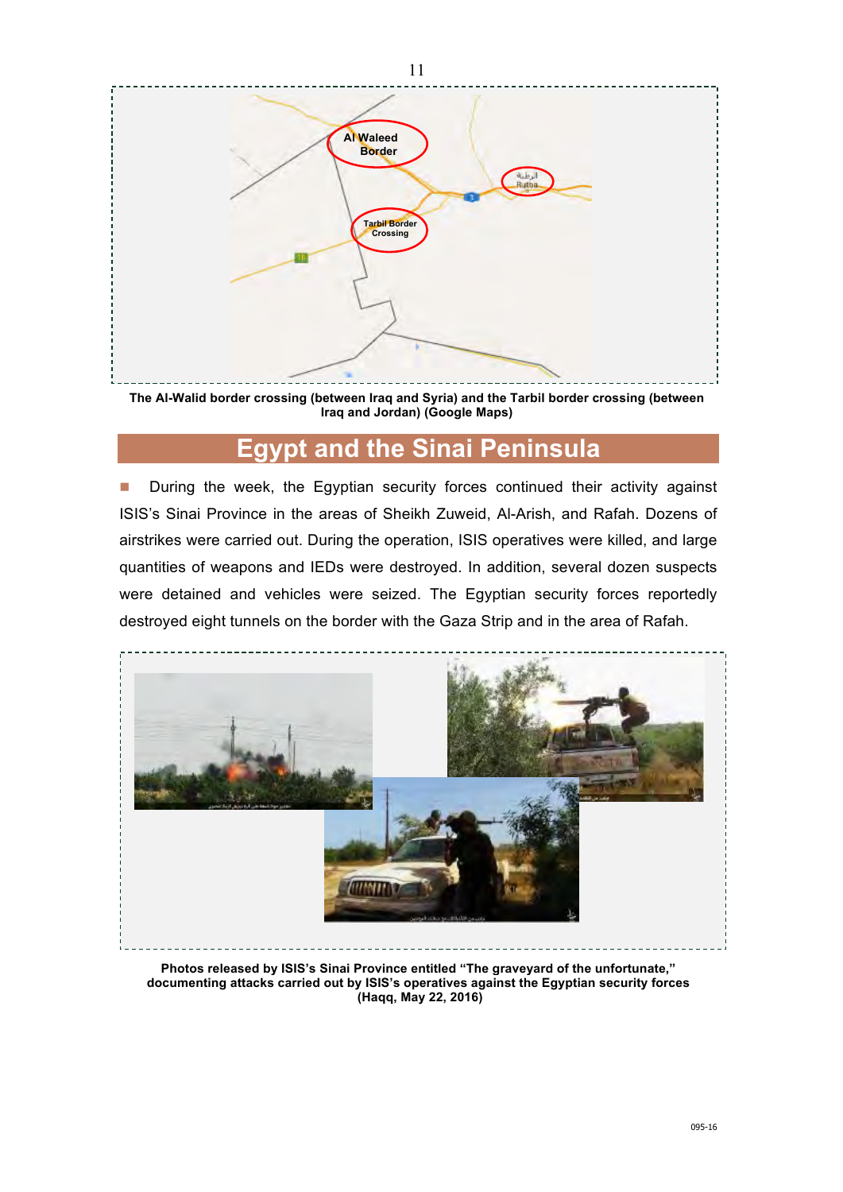The Al-Walid border crossing (between Iraq and Syria) and the Tarbil border crossing (between Iraq and Jordan) (Google Maps)

## Egypt and the Sinai Peninsula

- During the week, the Egyptian security forces continued their activity against ISIS's Sinai Province in the areas of Sheikh Zuweid, Al-Arish, and Rafah. Dozens of airstrikes were carried out. During the operation, ISIS operatives were killed, and large quantities of weapons and IEDs were destroyed. In addition, several dozen suspects were detained and vehicles were seized. The Egyptian security forces reportedly destroyed eight tunnels on the border with the Gaza Strip and in the area of Rafah.

**Photos released by ISIS's Sinai Province entitled "The graveyard of the unfortunate," documenting attacks carried out by ISIS's operatives against the Egyptian security forces (Haqq, May 22, 2016)**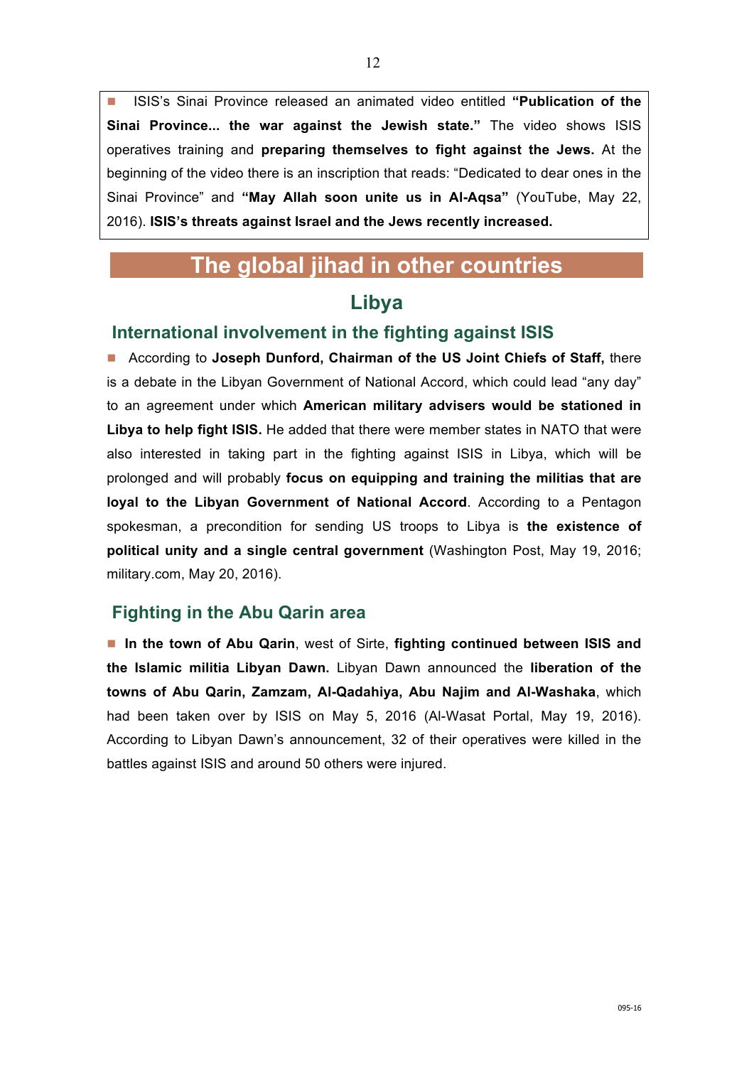- ISIS's Sinai Province released an animated video entitled **"Publication of the Sinai Province... the war against the Jewish state."** The video shows ISIS operatives training and **preparing themselves to fight against the Jews.** At the beginning of the video there is an inscription that reads: "Dedicated to dear ones in the Sinai Province" and **"May Allah soon unite us in Al-Aqsa"** (YouTube, May 22, 2016). **ISIS's threats against Israel and the Jews recently increased.**

# The global jihad in other countries

## Libya

### International involvement in the fighting against ISIS

- According to **Joseph Dunford, Chairman of the US Joint Chiefs of Staff,** there is a debate in the Libyan Government of National Accord, which could lead "any day" to an agreement under which **American military advisers would be stationed in Libya to help fight ISIS.** He added that there were member states in NATO that were also interested in taking part in the fighting against ISIS in Libya, which will be prolonged and will probably **focus on equipping and training the militias that are loyal to the Libyan Government of National Accord**. According to a Pentagon spokesman, a precondition for sending US troops to Libya is **the existence of political unity and a single central government** (Washington Post, May 19, 2016; military.com, May 20, 2016).

### Fighting in the Abu Qarin area

- **In the town of Abu Qarin**, west of Sirte, **fighting continued between ISIS and the Islamic militia Libyan Dawn.** Libyan Dawn announced the **liberation of the towns of Abu Qarin, Zamzam, Al-Qadahiya, Abu Najim and Al-Washaka**, which had been taken over by ISIS on May 5, 2016 (Al-Wasat Portal, May 19, 2016). According to Libyan Dawn's announcement, 32 of their operatives were killed in the battles against ISIS and around 50 others were injured.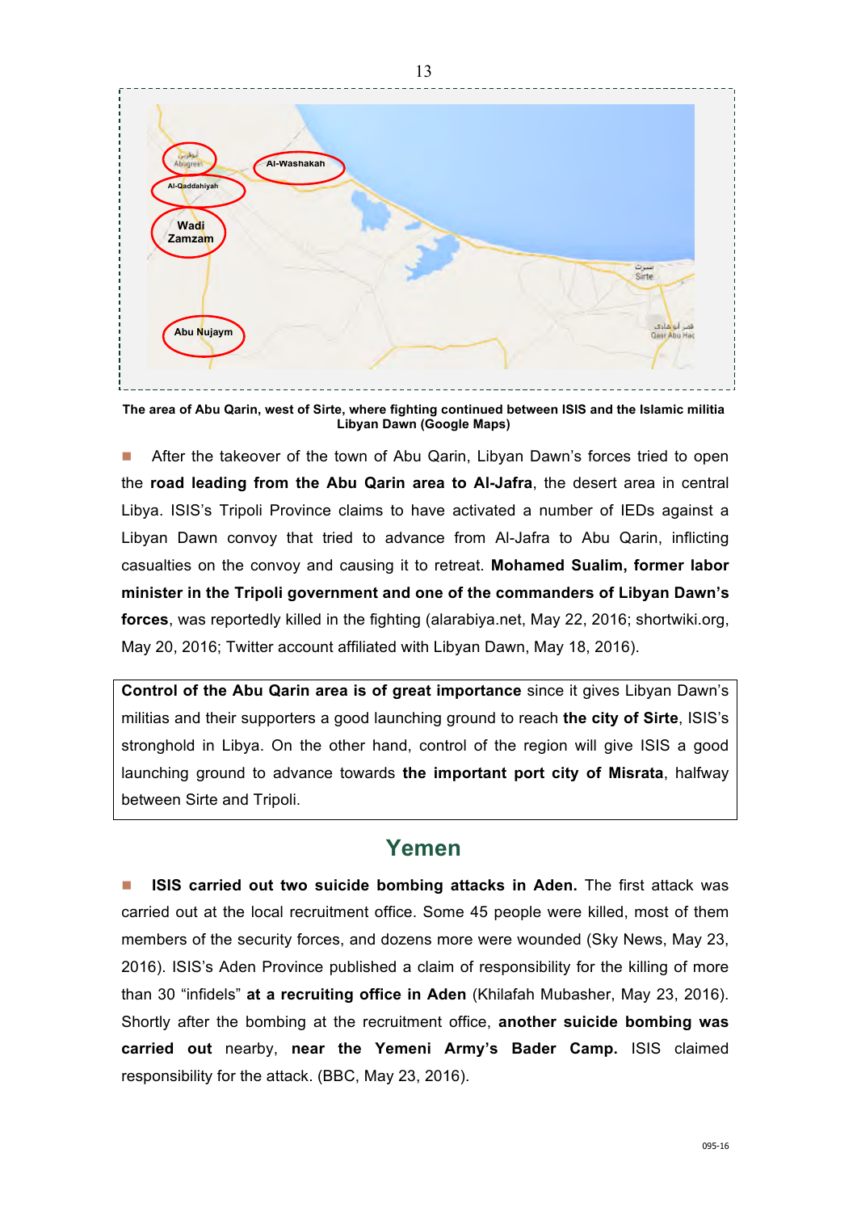**The area of Abu Qarin, west of Sirte, where fighting continued between ISIS and the Islamic militia Libyan Dawn (Google Maps)**

- After the takeover of the town of Abu Qarin, Libyan Dawn's forces tried to open the **road leading from the Abu Qarin area to Al-Jafra**, the desert area in central Libya. ISIS's Tripoli Province claims to have activated a number of IEDs against a Libyan Dawn convoy that tried to advance from Al-Jafra to Abu Qarin, inflicting casualties on the convoy and causing it to retreat. **Mohamed Sualim, former labor minister in the Tripoli government and one of the commanders of Libyan Dawn's forces**, was reportedly killed in the fighting (alarabiya.net, May 22, 2016; shortwiki.org, May 20, 2016; Twitter account affiliated with Libyan Dawn, May 18, 2016).

**Control of the Abu Qarin area is of great importance** since it gives Libyan Dawn's militias and their supporters a good launching ground to reach **the city of Sirte**, ISIS's stronghold in Libya. On the other hand, control of the region will give ISIS a good launching ground to advance towards **the important port city of Misrata**, halfway between Sirte and Tripoli.

## Yemen

- **ISIS carried out two suicide bombing attacks in Aden.** The first attack was carried out at the local recruitment office. Some 45 people were killed, most of them members of the security forces, and dozens more were wounded (Sky News, May 23, 2016). ISIS's Aden Province published a claim of responsibility for the killing of more than 30 "infidels" **at a recruiting office in Aden** (Khilafah Mubasher, May 23, 2016). Shortly after the bombing at the recruitment office, **another suicide bombing was carried out** nearby, **near the Yemeni Army's Bader Camp.** ISIS claimed responsibility for the attack. (BBC, May 23, 2016).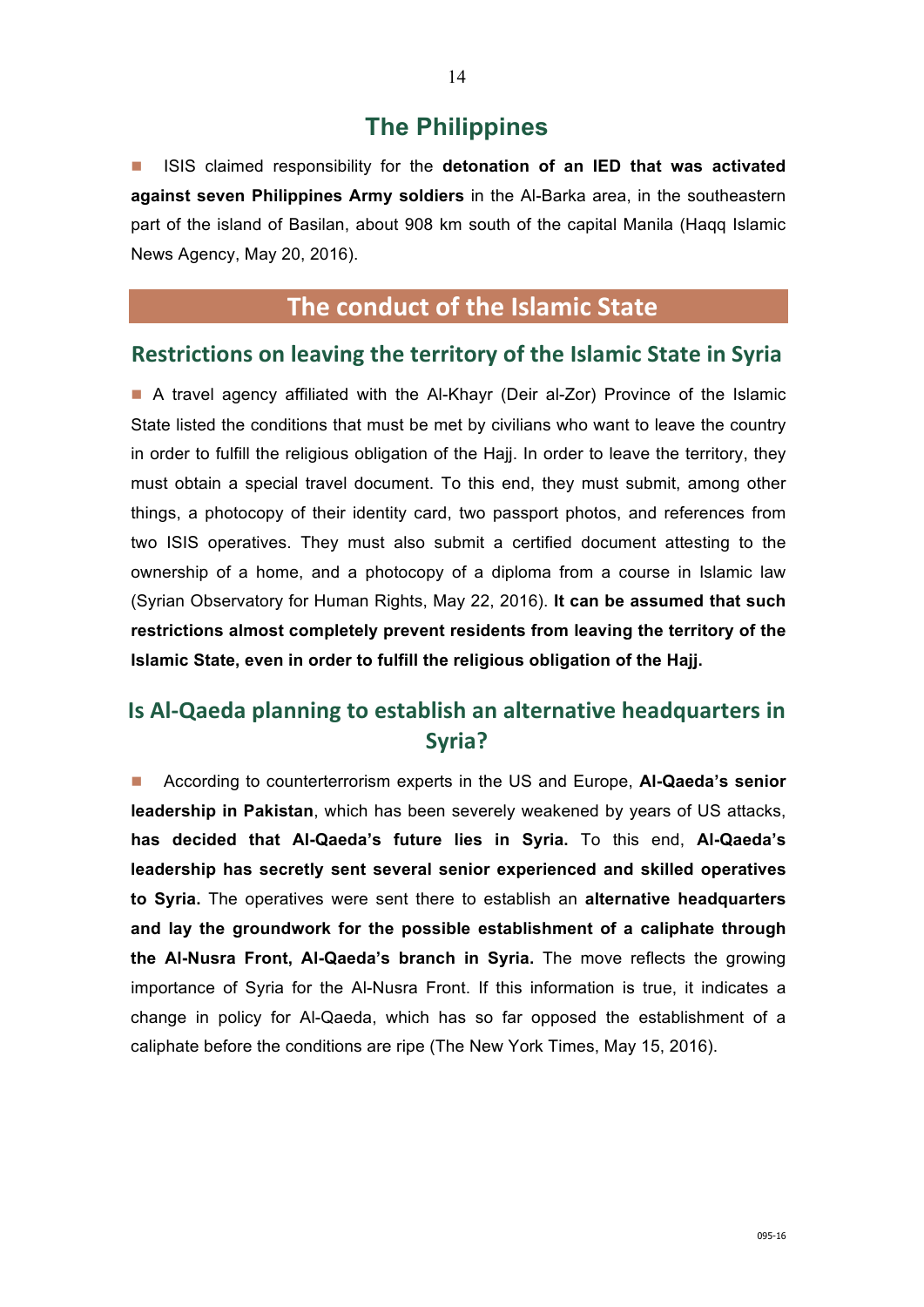## The Philippines

- ISIS claimed responsibility for the **detonation of an IED that was activated against seven Philippines Army soldiers** in the Al-Barka area, in the southeastern part of the island of Basilan, about 908 km south of the capital Manila (Haqq Islamic News Agency, May 20, 2016).

# The conduct of the Islamic State

## Restrictions on leaving the territory of the Islamic State in Syria

- A travel agency affiliated with the Al-Khayr (Deir al-Zor) Province of the Islamic State listed the conditions that must be met by civilians who want to leave the country in order to fulfill the religious obligation of the Hajj. In order to leave the territory, they must obtain a special travel document. To this end, they must submit, among other things, a photocopy of their identity card, two passport photos, and references from two ISIS operatives. They must also submit a certified document attesting to the ownership of a home, and a photocopy of a diploma from a course in Islamic law (Syrian Observatory for Human Rights, May 22, 2016). **It can be assumed that such restrictions almost completely prevent residents from leaving the territory of the Islamic State, even in order to fulfill the religious obligation of the Hajj.**

## Is Al-Qaeda planning to establish an alternative headquarters in Syria?

- According to counterterrorism experts in the US and Europe, **Al-Qaeda's senior leadership in Pakistan**, which has been severely weakened by years of US attacks, **has decided that Al-Qaeda's future lies in Syria.** To this end, **Al-Qaeda's leadership has secretly sent several senior experienced and skilled operatives to Syria.** The operatives were sent there to establish an **alternative headquarters and lay the groundwork for the possible establishment of a caliphate through the Al-Nusra Front, Al-Qaeda's branch in Syria.** The move reflects the growing importance of Syria for the Al-Nusra Front. If this information is true, it indicates a change in policy for Al-Qaeda, which has so far opposed the establishment of a caliphate before the conditions are ripe (The New York Times, May 15, 2016).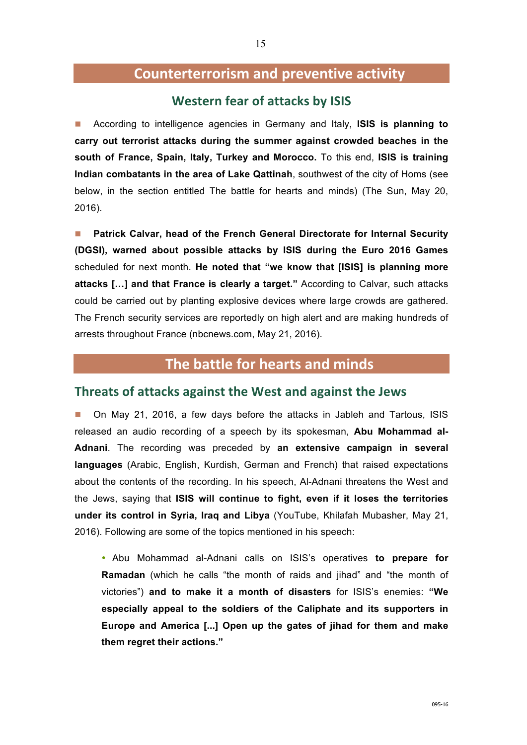# Counterterrorism and preventive activity

## Western fear of attacks by ISIS

- According to intelligence agencies in Germany and Italy, **ISIS is planning to carry out terrorist attacks during the summer against crowded beaches in the south of France, Spain, Italy, Turkey and Morocco.** To this end, **ISIS is training Indian combatants in the area of Lake Qattinah**, southwest of the city of Homs (see below, in the section entitled The battle for hearts and minds) (The Sun, May 20, 2016).

- **Patrick Calvar, head of the French General Directorate for Internal Security (DGSI), warned about possible attacks by ISIS during the Euro 2016 Games** scheduled for next month. **He noted that "we know that [ISIS] is planning more attacks […] and that France is clearly a target."** According to Calvar, such attacks could be carried out by planting explosive devices where large crowds are gathered. The French security services are reportedly on high alert and are making hundreds of arrests throughout France (nbcnews.com, May 21, 2016).

# The battle for hearts and minds

## Threats of attacks against the West and against the Jews

- On May 21, 2016, a few days before the attacks in Jableh and Tartous, ISIS released an audio recording of a speech by its spokesman, **Abu Mohammad al-Adnani**. The recording was preceded by **an extensive campaign in several languages** (Arabic, English, Kurdish, German and French) that raised expectations about the contents of the recording. In his speech, Al-Adnani threatens the West and the Jews, saying that **ISIS will continue to fight, even if it loses the territories under its control in Syria, Iraq and Libya** (YouTube, Khilafah Mubasher, May 21, 2016). Following are some of the topics mentioned in his speech:

  - Abu Mohammad al-Adnani calls on ISIS's operatives **to prepare for Ramadan** (which he calls "the month of raids and jihad" and "the month of victories") **and to make it a month of disasters** for ISIS's enemies: **"We especially appeal to the soldiers of the Caliphate and its supporters in Europe and America [...] Open up the gates of jihad for them and make them regret their actions."**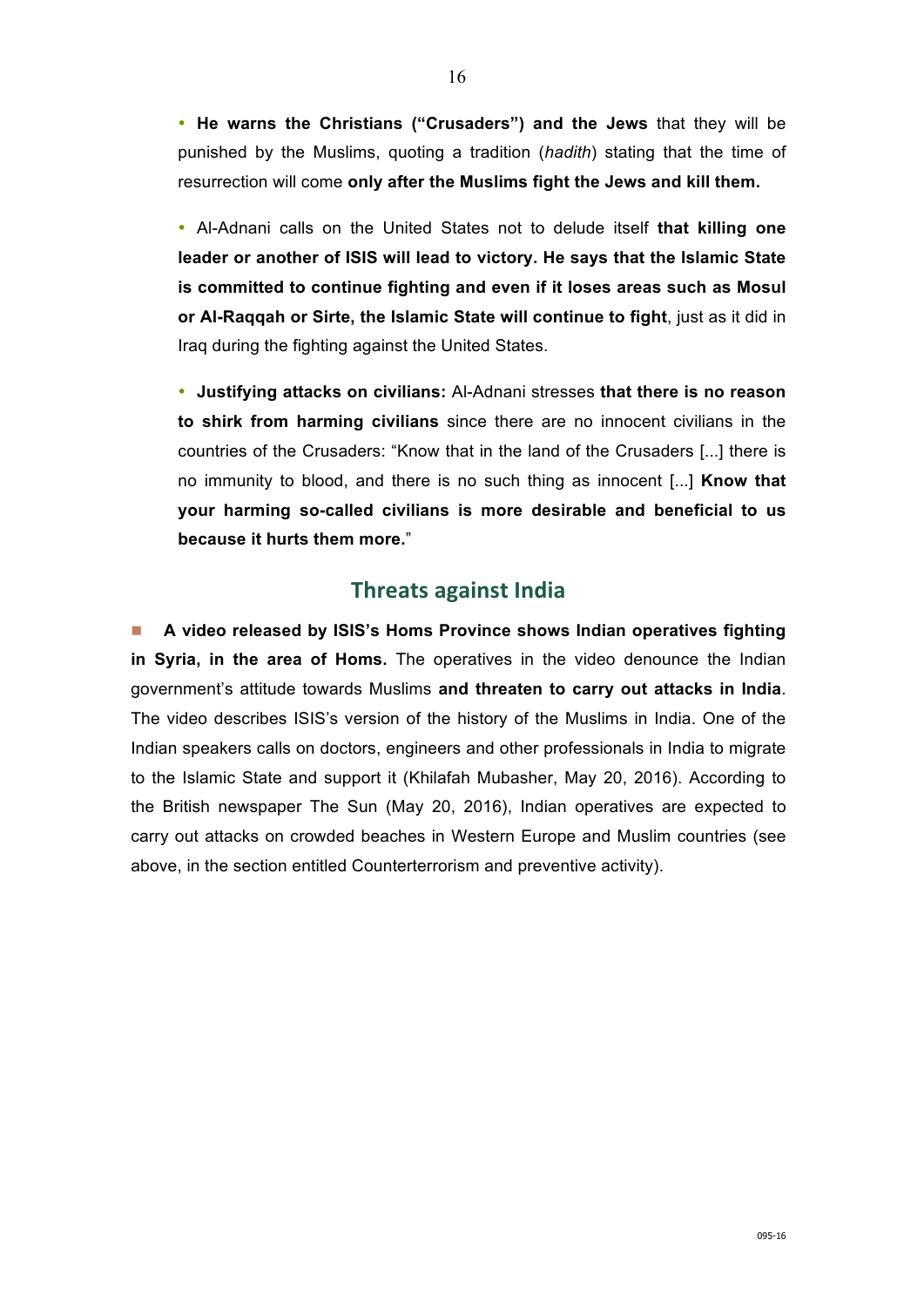- **He warns the Christians ("Crusaders") and the Jews** that they will be punished by the Muslims, quoting a tradition (*hadith*) stating that the time of resurrection will come **only after the Muslims fight the Jews and kill them.**

- Al-Adnani calls on the United States not to delude itself **that killing one leader or another of ISIS will lead to victory. He says that the Islamic State is committed to continue fighting and even if it loses areas such as Mosul or Al-Raqqah or Sirte, the Islamic State will continue to fight**, just as it did in Iraq during the fighting against the United States.

- **Justifying attacks on civilians:** Al-Adnani stresses **that there is no reason to shirk from harming civilians** since there are no innocent civilians in the countries of the Crusaders: "Know that in the land of the Crusaders [...] there is no immunity to blood, and there is no such thing as innocent [...] **Know that your harming so-called civilians is more desirable and beneficial to us because it hurts them more.**"

## Threats against India

- **A video released by ISIS's Homs Province shows Indian operatives fighting in Syria, in the area of Homs.** The operatives in the video denounce the Indian government's attitude towards Muslims **and threaten to carry out attacks in India**. The video describes ISIS's version of the history of the Muslims in India. One of the Indian speakers calls on doctors, engineers and other professionals in India to migrate to the Islamic State and support it (Khilafah Mubasher, May 20, 2016). According to the British newspaper The Sun (May 20, 2016), Indian operatives are expected to carry out attacks on crowded beaches in Western Europe and Muslim countries (see above, in the section entitled Counterterrorism and preventive activity).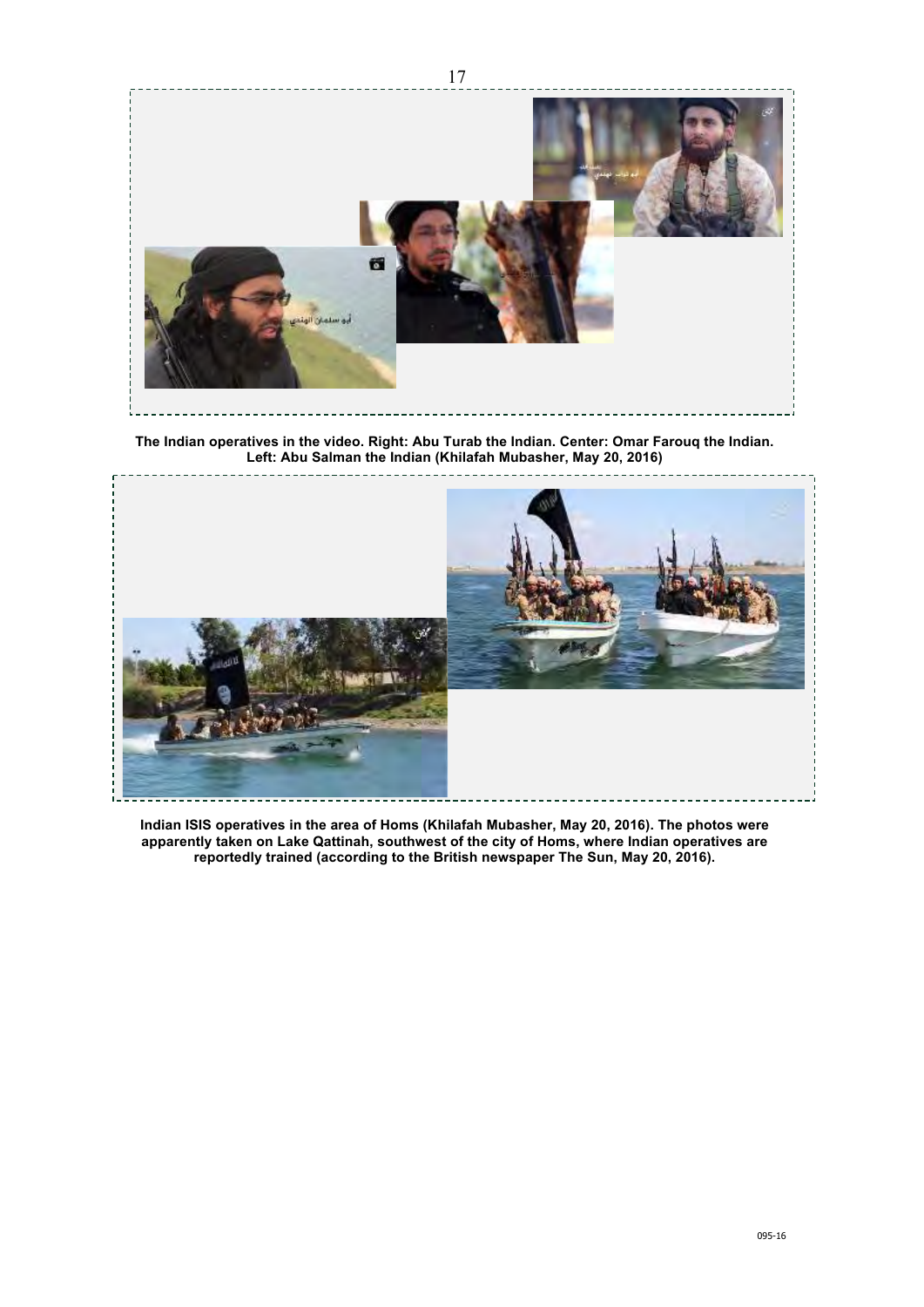**The Indian operatives in the video. Right: Abu Turab the Indian. Center: Omar Farouq the Indian. Left: Abu Salman the Indian (Khilafah Mubasher, May 20, 2016)**

**Indian ISIS operatives in the area of Homs (Khilafah Mubasher, May 20, 2016). The photos were apparently taken on Lake Qattinah, southwest of the city of Homs, where Indian operatives are reportedly trained (according to the British newspaper The Sun, May 20, 2016).**

095-16